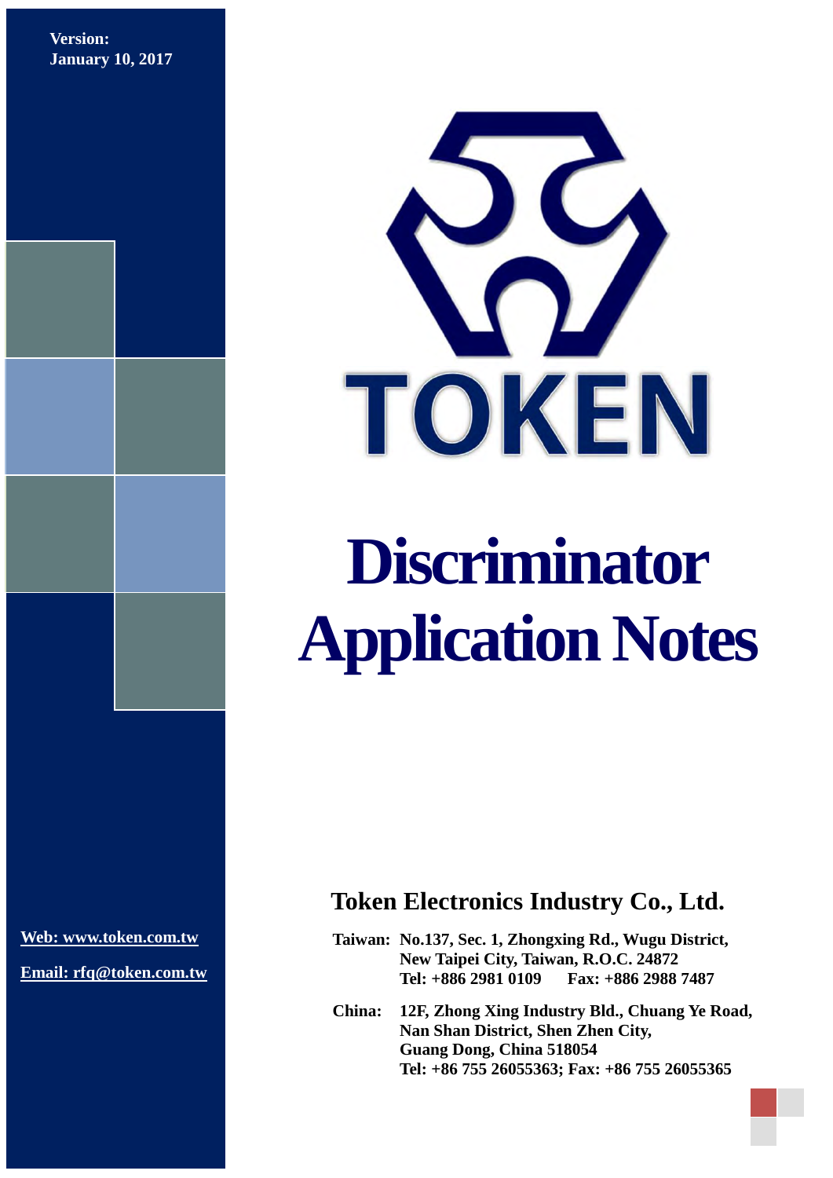**Version:**
**January 10, 2017**

TOKEN

# Discriminator Application Notes

**Web: www.token.com.tw**

**Email: rfq@token.com.tw**

## Token Electronics Industry Co., Ltd.

**Taiwan:** **No.137, Sec. 1, Zhongxing Rd., Wugu District,**
**New Taipei City, Taiwan, R.O.C. 24872**
**Tel: +886 2981 0109 Fax: +886 2988 7487**

**China:** **12F, Zhong Xing Industry Bld., Chuang Ye Road,**
**Nan Shan District, Shen Zhen City,**
**Guang Dong, China 518054**
**Tel: +86 755 26055363; Fax: +86 755 26055365**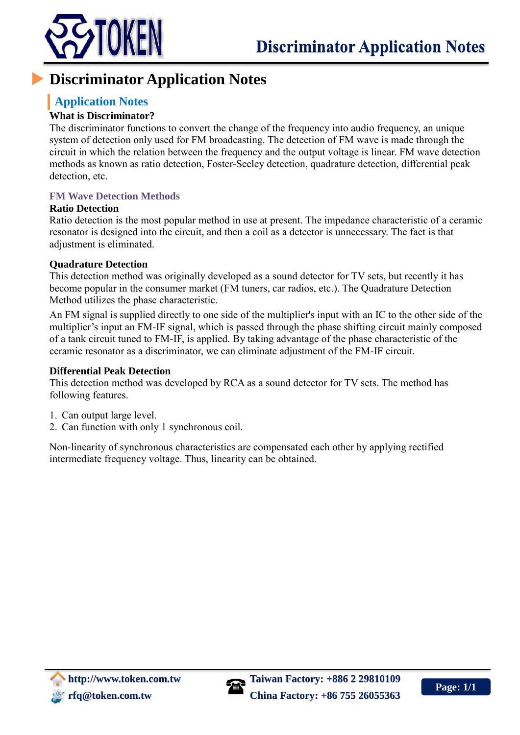# Discriminator Application Notes

## Application Notes

**What is Discriminator?**

The discriminator functions to convert the change of the frequency into audio frequency, an unique system of detection only used for FM broadcasting. The detection of FM wave is made through the circuit in which the relation between the frequency and the output voltage is linear. FM wave detection methods as known as ratio detection, Foster-Seeley detection, quadrature detection, differential peak detection, etc.

### FM Wave Detection Methods

**Ratio Detection**

Ratio detection is the most popular method in use at present. The impedance characteristic of a ceramic resonator is designed into the circuit, and then a coil as a detector is unnecessary. The fact is that adjustment is eliminated.

**Quadrature Detection**

This detection method was originally developed as a sound detector for TV sets, but recently it has become popular in the consumer market (FM tuners, car radios, etc.). The Quadrature Detection Method utilizes the phase characteristic.

An FM signal is supplied directly to one side of the multiplier's input with an IC to the other side of the multiplier's input an FM-IF signal, which is passed through the phase shifting circuit mainly composed of a tank circuit tuned to FM-IF, is applied. By taking advantage of the phase characteristic of the ceramic resonator as a discriminator, we can eliminate adjustment of the FM-IF circuit.

**Differential Peak Detection**

This detection method was developed by RCA as a sound detector for TV sets. The method has following features.

1. Can output large level.
2. Can function with only 1 synchronous coil.

Non-linearity of synchronous characteristics are compensated each other by applying rectified intermediate frequency voltage. Thus, linearity can be obtained.

http://www.token.com.tw
rfq@token.com.tw
Taiwan Factory: +886 2 29810109
China Factory: +86 755 26055363